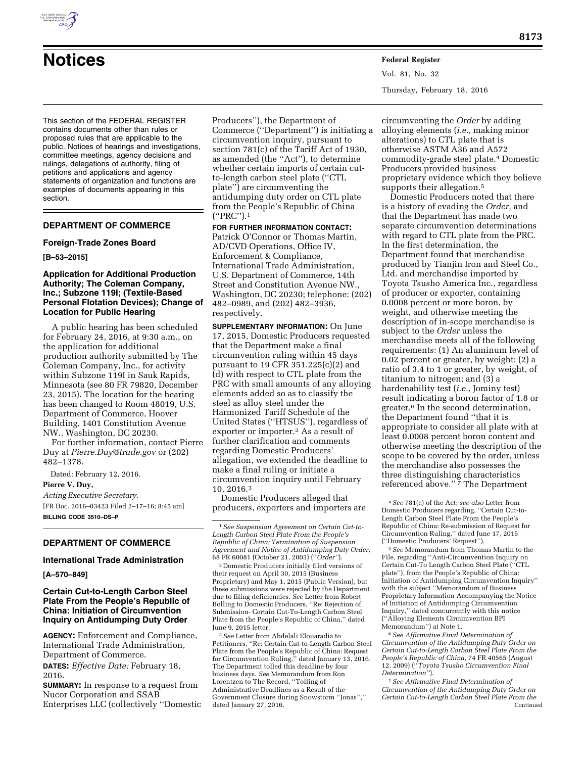# Notices

This section of the FEDERAL REGISTER contains documents other than rules or proposed rules that are applicable to the public. Notices of hearings and investigations, committee meetings, agency decisions and rulings, delegations of authority, filing of petitions and applications and agency statements of organization and functions are examples of documents appearing in this section.

## DEPARTMENT OF COMMERCE

### Foreign-Trade Zones Board

**[B–53–2015]**

### Application for Additional Production Authority; The Coleman Company, Inc.; Subzone 119I; (Textile-Based Personal Flotation Devices); Change of Location for Public Hearing

A public hearing has been scheduled for February 24, 2016, at 9:30 a.m., on the application for additional production authority submitted by The Coleman Company, Inc., for activity within Subzone 119I in Sauk Rapids, Minnesota (see 80 FR 79820, December 23, 2015). The location for the hearing has been changed to Room 48019, U.S. Department of Commerce, Hoover Building, 1401 Constitution Avenue NW., Washington, DC 20230.

For further information, contact Pierre Duy at *Pierre.Duy@trade.gov* or (202) 482–1378.

Dated: February 12, 2016.

**Pierre V. Duy,**

*Acting Executive Secretary.*

[FR Doc. 2016–03423 Filed 2–17–16; 8:45 am]

**BILLING CODE 3510–DS–P**

## DEPARTMENT OF COMMERCE

### International Trade Administration

**[A–570–849]**

### Certain Cut-to-Length Carbon Steel Plate From the People's Republic of China: Initiation of Circumvention Inquiry on Antidumping Duty Order

**AGENCY:** Enforcement and Compliance, International Trade Administration, Department of Commerce.

**DATES:** *Effective Date:* February 18, 2016.

**SUMMARY:** In response to a request from Nucor Corporation and SSAB Enterprises LLC (collectively ''Domestic Producers''), the Department of Commerce (''Department'') is initiating a circumvention inquiry, pursuant to section 781(c) of the Tariff Act of 1930, as amended (the ''Act''), to determine whether certain imports of certain cut-to-length carbon steel plate (''CTL plate'') are circumventing the antidumping duty order on CTL plate from the People's Republic of China (''PRC'').[1]

**FOR FURTHER INFORMATION CONTACT:** Patrick O'Connor or Thomas Martin, AD/CVD Operations, Office IV, Enforcement & Compliance, International Trade Administration, U.S. Department of Commerce, 14th Street and Constitution Avenue NW., Washington, DC 20230; telephone: (202) 482–0989, and (202) 482–3936, respectively.

**SUPPLEMENTARY INFORMATION:** On June 17, 2015, Domestic Producers requested that the Department make a final circumvention ruling within 45 days pursuant to 19 CFR 351.225(c)(2) and (d) with respect to CTL plate from the PRC with small amounts of any alloying elements added so as to classify the steel as alloy steel under the Harmonized Tariff Schedule of the United States (''HTSUS''), regardless of exporter or importer.[2] As a result of further clarification and comments regarding Domestic Producers' allegation, we extended the deadline to make a final ruling or initiate a circumvention inquiry until February 10, 2016.[3]

Domestic Producers alleged that producers, exporters and importers are circumventing the *Order* by adding alloying elements (*i.e.,* making minor alterations) to CTL plate that is otherwise ASTM A36 and A572 commodity-grade steel plate.[4] Domestic Producers provided business proprietary evidence which they believe supports their allegation.[5]

Domestic Producers noted that there is a history of evading the *Order,* and that the Department has made two separate circumvention determinations with regard to CTL plate from the PRC. In the first determination, the Department found that merchandise produced by Tianjin Iron and Steel Co., Ltd. and merchandise imported by Toyota Tsusho America Inc., regardless of producer or exporter, containing 0.0008 percent or more boron, by weight, and otherwise meeting the description of in-scope merchandise is subject to the *Order* unless the merchandise meets all of the following requirements: (1) An aluminum level of 0.02 percent or greater, by weight; (2) a ratio of 3.4 to 1 or greater, by weight, of titanium to nitrogen; and (3) a hardenability test (*i.e.,* Jominy test) result indicating a boron factor of 1.8 or greater.[6] In the second determination, the Department found ''that it is appropriate to consider all plate with at least 0.0008 percent boron content and otherwise meeting the description of the scope to be covered by the order, unless the merchandise also possesses the three distinguishing characteristics referenced above.''[7] The Department

---

[1] *See Suspension Agreement on Certain Cut-to-Length Carbon Steel Plate From the People's Republic of China; Termination of Suspension Agreement and Notice of Antidumping Duty Order,* 68 FR 60081 (October 21, 2003) (''*Order''*).

[2] Domestic Producers initially filed versions of their request on April 30, 2015 (Business Proprietary) and May 1, 2015 (Public Version), but these submissions were rejected by the Department due to filing deficiencies. *See* Letter from Robert Bolling to Domestic Producers, ''Re: Rejection of Submission- Certain Cut-To-Length Carbon Steel Plate from the People's Republic of China,'' dated June 9, 2015 letter.

[3] *See* Letter from Abdelali Elouaradia to Petitioners, ''Re: Certain Cut-to-Length Carbon Steel Plate from the People's Republic of China: Request for Circumvention Ruling,'' dated January 13, 2016. The Department tolled this deadline by four business days. *See* Memorandum from Ron Lorentzen to The Record, ''Tolling of Administrative Deadlines as a Result of the Government Closure during Snowstorm ''Jonas'','' dated January 27, 2016.

[4] *See* 781(c) of the Act; *see also* Letter from Domestic Producers regarding, ''Certain Cut-to-Length Carbon Steel Plate From the People's Republic of China: Re-submission of Request for Circumvention Ruling,'' dated June 17, 2015 (''Domestic Producers' Request'').

[5] *See* Memorandum from Thomas Martin to the File, regarding ''Anti-Circumvention Inquiry on Certain Cut-To Length Carbon Steel Plate (''CTL plate''), from the People's Republic of China: Initiation of Antidumping Circumvention Inquiry'' with the subject ''Memorandum of Business Proprietary Information Accompanying the Notice of Initiation of Antidumping Circumvention Inquiry,'' dated concurrently with this notice (''Alloying Elements Circumvention BPI Memorandum'') at Note 1.

[6] *See Affirmative Final Determination of Circumvention of the Antidumping Duty Order on Certain Cut-to-Length Carbon Steel Plate From the People's Republic of China,* 74 FR 40565 (August 12, 2009) (''*Toyota Tsusho Circumvention Final Determination''*).

[7] *See Affirmative Final Determination of Circumvention of the Antidumping Duty Order on Certain Cut-to-Length Carbon Steel Plate From the* Continued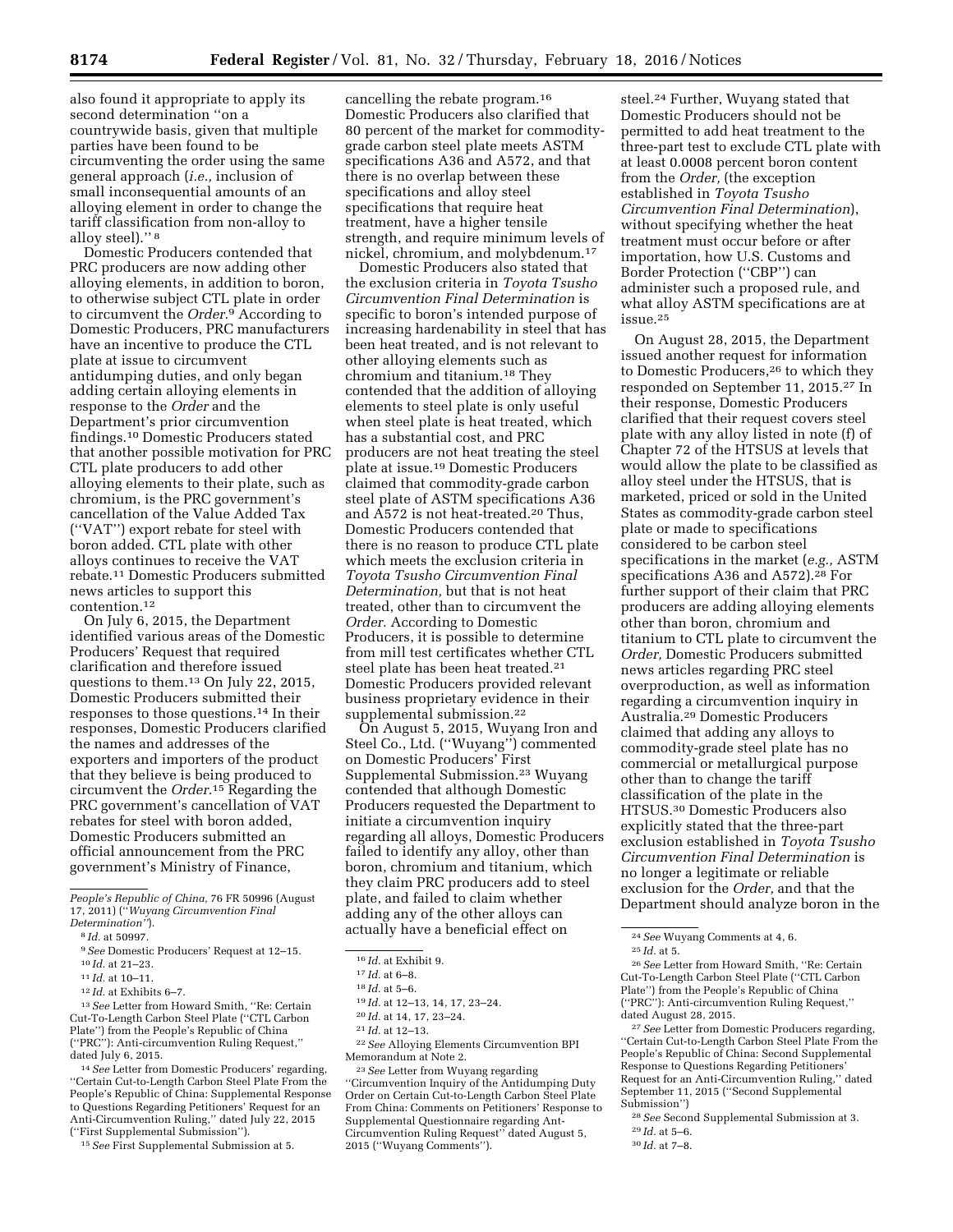also found it appropriate to apply its second determination "on a countrywide basis, given that multiple parties have been found to be circumventing the order using the same general approach (*i.e.,* inclusion of small inconsequential amounts of an alloying element in order to change the tariff classification from non-alloy to alloy steel)." [8]

Domestic Producers contended that PRC producers are now adding other alloying elements, in addition to boron, to otherwise subject CTL plate in order to circumvent the *Order*.[9] According to Domestic Producers, PRC manufacturers have an incentive to produce the CTL plate at issue to circumvent antidumping duties, and only began adding certain alloying elements in response to the *Order* and the Department's prior circumvention findings.[10] Domestic Producers stated that another possible motivation for PRC CTL plate producers to add other alloying elements to their plate, such as chromium, is the PRC government's cancellation of the Value Added Tax ("VAT") export rebate for steel with boron added. CTL plate with other alloys continues to receive the VAT rebate.[11] Domestic Producers submitted news articles to support this contention.[12]

On July 6, 2015, the Department identified various areas of the Domestic Producers' Request that required clarification and therefore issued questions to them.[13] On July 22, 2015, Domestic Producers submitted their responses to those questions.[14] In their responses, Domestic Producers clarified the names and addresses of the exporters and importers of the product that they believe is being produced to circumvent the *Order*.[15] Regarding the PRC government's cancellation of VAT rebates for steel with boron added, Domestic Producers submitted an official announcement from the PRC government's Ministry of Finance, cancelling the rebate program.[16] Domestic Producers also clarified that 80 percent of the market for commodity-grade carbon steel plate meets ASTM specifications A36 and A572, and that there is no overlap between these specifications and alloy steel specifications that require heat treatment, have a higher tensile strength, and require minimum levels of nickel, chromium, and molybdenum.[17]

Domestic Producers also stated that the exclusion criteria in *Toyota Tsusho Circumvention Final Determination* is specific to boron's intended purpose of increasing hardenability in steel that has been heat treated, and is not relevant to other alloying elements such as chromium and titanium.[18] They contended that the addition of alloying elements to steel plate is only useful when steel plate is heat treated, which has a substantial cost, and PRC producers are not heat treating the steel plate at issue.[19] Domestic Producers claimed that commodity-grade carbon steel plate of ASTM specifications A36 and A572 is not heat-treated.[20] Thus, Domestic Producers contended that there is no reason to produce CTL plate which meets the exclusion criteria in *Toyota Tsusho Circumvention Final Determination,* but that is not heat treated, other than to circumvent the *Order*. According to Domestic Producers, it is possible to determine from mill test certificates whether CTL steel plate has been heat treated.[21] Domestic Producers provided relevant business proprietary evidence in their supplemental submission.[22]

On August 5, 2015, Wuyang Iron and Steel Co., Ltd. ("Wuyang") commented on Domestic Producers' First Supplemental Submission.[23] Wuyang contended that although Domestic Producers requested the Department to initiate a circumvention inquiry regarding all alloys, Domestic Producers failed to identify any alloy, other than boron, chromium and titanium, which they claim PRC producers add to steel plate, and failed to claim whether adding any of the other alloys can actually have a beneficial effect on steel.[24] Further, Wuyang stated that Domestic Producers should not be permitted to add heat treatment to the three-part test to exclude CTL plate with at least 0.0008 percent boron content from the *Order,* (the exception established in *Toyota Tsusho Circumvention Final Determination*), without specifying whether the heat treatment must occur before or after importation, how U.S. Customs and Border Protection ("CBP") can administer such a proposed rule, and what alloy ASTM specifications are at issue.[25]

On August 28, 2015, the Department issued another request for information to Domestic Producers,[26] to which they responded on September 11, 2015.[27] In their response, Domestic Producers clarified that their request covers steel plate with any alloy listed in note (f) of Chapter 72 of the HTSUS at levels that would allow the plate to be classified as alloy steel under the HTSUS, that is marketed, priced or sold in the United States as commodity-grade carbon steel plate or made to specifications considered to be carbon steel specifications in the market (*e.g.,* ASTM specifications A36 and A572).[28] For further support of their claim that PRC producers are adding alloying elements other than boron, chromium and titanium to CTL plate to circumvent the *Order,* Domestic Producers submitted news articles regarding PRC steel overproduction, as well as information regarding a circumvention inquiry in Australia.[29] Domestic Producers claimed that adding any alloys to commodity-grade steel plate has no commercial or metallurgical purpose other than to change the tariff classification of the plate in the HTSUS.[30] Domestic Producers also explicitly stated that the three-part exclusion established in *Toyota Tsusho Circumvention Final Determination* is no longer a legitimate or reliable exclusion for the *Order,* and that the Department should analyze boron in the

---

*People's Republic of China,* 76 FR 50996 (August 17, 2011) ("*Wuyang Circumvention Final Determination*").

[8] *Id.* at 50997.

[9] *See* Domestic Producers' Request at 12–15.

[10] *Id.* at 21–23.

[11] *Id.* at 10–11.

[12] *Id.* at Exhibits 6–7.

[13] *See* Letter from Howard Smith, "Re: Certain Cut-To-Length Carbon Steel Plate ("CTL Carbon Plate") from the People's Republic of China ("PRC"): Anti-circumvention Ruling Request," dated July 6, 2015.

[14] *See* Letter from Domestic Producers' regarding, "Certain Cut-to-Length Carbon Steel Plate From the People's Republic of China: Supplemental Response to Questions Regarding Petitioners' Request for an Anti-Circumvention Ruling," dated July 22, 2015 ("First Supplemental Submission").

[15] *See* First Supplemental Submission at 5.

[16] *Id.* at Exhibit 9.

[17] *Id.* at 6–8.

[18] *Id.* at 5–6.

[19] *Id.* at 12–13, 14, 17, 23–24.

[20] *Id.* at 14, 17, 23–24.

[21] *Id.* at 12–13.

[22] *See* Alloying Elements Circumvention BPI Memorandum at Note 2.

[23] *See* Letter from Wuyang regarding "Circumvention Inquiry of the Antidumping Duty Order on Certain Cut-to-Length Carbon Steel Plate From China: Comments on Petitioners' Response to Supplemental Questionnaire regarding Ant-Circumvention Ruling Request" dated August 5, 2015 ("Wuyang Comments").

[24] *See* Wuyang Comments at 4, 6.

[25] *Id.* at 5.

[26] *See* Letter from Howard Smith, "Re: Certain Cut-To-Length Carbon Steel Plate ("CTL Carbon Plate") from the People's Republic of China ("PRC"): Anti-circumvention Ruling Request," dated August 28, 2015.

[27] *See* Letter from Domestic Producers regarding, "Certain Cut-to-Length Carbon Steel Plate From the People's Republic of China: Second Supplemental Response to Questions Regarding Petitioners' Request for an Anti-Circumvention Ruling," dated September 11, 2015 ("Second Supplemental Submission")

[28] *See* Second Supplemental Submission at 3.

[29] *Id.* at 5–6.

[30] *Id.* at 7–8.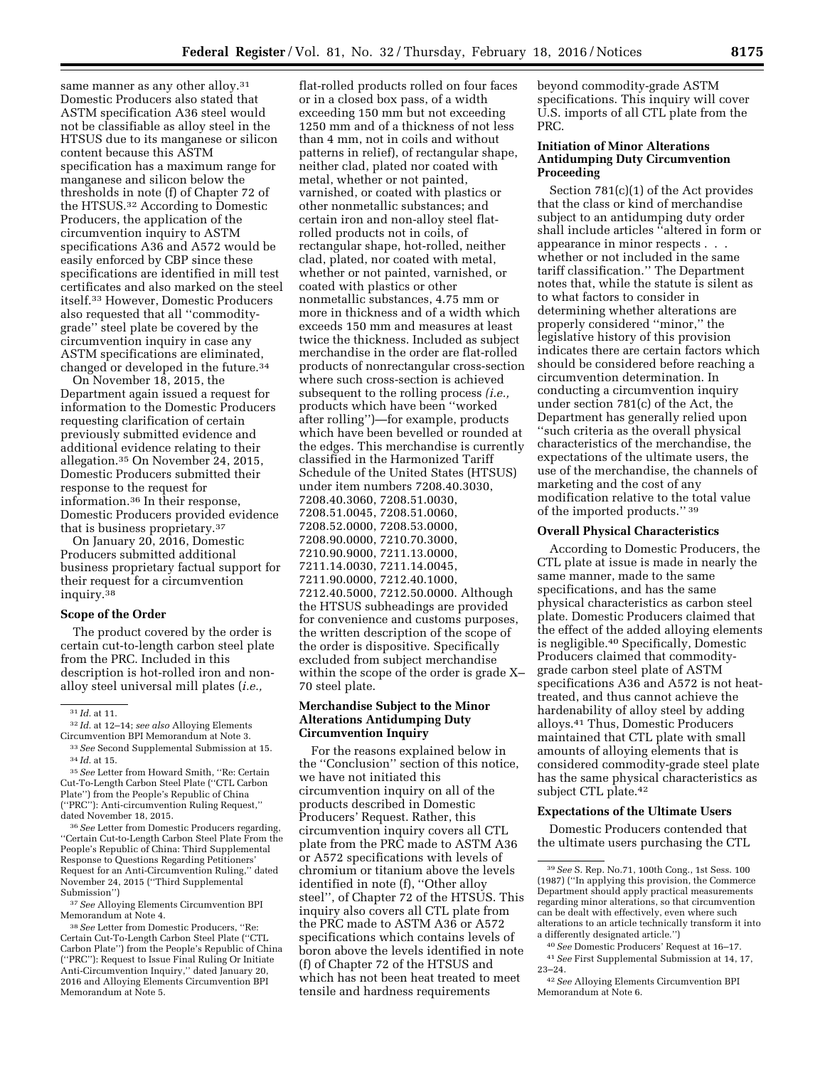same manner as any other alloy.[31] Domestic Producers also stated that ASTM specification A36 steel would not be classifiable as alloy steel in the HTSUS due to its manganese or silicon content because this ASTM specification has a maximum range for manganese and silicon below the thresholds in note (f) of Chapter 72 of the HTSUS.[32] According to Domestic Producers, the application of the circumvention inquiry to ASTM specifications A36 and A572 would be easily enforced by CBP since these specifications are identified in mill test certificates and also marked on the steel itself.[33] However, Domestic Producers also requested that all ''commodity-grade'' steel plate be covered by the circumvention inquiry in case any ASTM specifications are eliminated, changed or developed in the future.[34]

On November 18, 2015, the Department again issued a request for information to the Domestic Producers requesting clarification of certain previously submitted evidence and additional evidence relating to their allegation.[35] On November 24, 2015, Domestic Producers submitted their response to the request for information.[36] In their response, Domestic Producers provided evidence that is business proprietary.[37]

On January 20, 2016, Domestic Producers submitted additional business proprietary factual support for their request for a circumvention inquiry.[38]

### Scope of the Order

The product covered by the order is certain cut-to-length carbon steel plate from the PRC. Included in this description is hot-rolled iron and non-alloy steel universal mill plates (*i.e.,* flat-rolled products rolled on four faces or in a closed box pass, of a width exceeding 150 mm but not exceeding 1250 mm and of a thickness of not less than 4 mm, not in coils and without patterns in relief), of rectangular shape, neither clad, plated nor coated with metal, whether or not painted, varnished, or coated with plastics or other nonmetallic substances; and certain iron and non-alloy steel flat-rolled products not in coils, of rectangular shape, hot-rolled, neither clad, plated, nor coated with metal, whether or not painted, varnished, or coated with plastics or other nonmetallic substances, 4.75 mm or more in thickness and of a width which exceeds 150 mm and measures at least twice the thickness. Included as subject merchandise in the order are flat-rolled products of nonrectangular cross-section where such cross-section is achieved subsequent to the rolling process (*i.e.,* products which have been ''worked after rolling'')—for example, products which have been bevelled or rounded at the edges. This merchandise is currently classified in the Harmonized Tariff Schedule of the United States (HTSUS) under item numbers 7208.40.3030, 7208.40.3060, 7208.51.0030, 7208.51.0045, 7208.51.0060, 7208.52.0000, 7208.53.0000, 7208.90.0000, 7210.70.3000, 7210.90.9000, 7211.13.0000, 7211.14.0030, 7211.14.0045, 7211.90.0000, 7212.40.1000, 7212.40.5000, 7212.50.0000. Although the HTSUS subheadings are provided for convenience and customs purposes, the written description of the scope of the order is dispositive. Specifically excluded from subject merchandise within the scope of the order is grade X–70 steel plate.

### Merchandise Subject to the Minor Alterations Antidumping Duty Circumvention Inquiry

For the reasons explained below in the ''Conclusion'' section of this notice, we have not initiated this circumvention inquiry on all of the products described in Domestic Producers' Request. Rather, this circumvention inquiry covers all CTL plate from the PRC made to ASTM A36 or A572 specifications with levels of chromium or titanium above the levels identified in note (f), ''Other alloy steel'', of Chapter 72 of the HTSUS. This inquiry also covers all CTL plate from the PRC made to ASTM A36 or A572 specifications which contains levels of boron above the levels identified in note (f) of Chapter 72 of the HTSUS and which has not been heat treated to meet tensile and hardness requirements beyond commodity-grade ASTM specifications. This inquiry will cover U.S. imports of all CTL plate from the PRC.

### Initiation of Minor Alterations Antidumping Duty Circumvention Proceeding

Section 781(c)(1) of the Act provides that the class or kind of merchandise subject to an antidumping duty order shall include articles ''altered in form or appearance in minor respects . . . whether or not included in the same tariff classification.'' The Department notes that, while the statute is silent as to what factors to consider in determining whether alterations are properly considered ''minor,'' the legislative history of this provision indicates there are certain factors which should be considered before reaching a circumvention determination. In conducting a circumvention inquiry under section 781(c) of the Act, the Department has generally relied upon ''such criteria as the overall physical characteristics of the merchandise, the expectations of the ultimate users, the use of the merchandise, the channels of marketing and the cost of any modification relative to the total value of the imported products.''[39]

### Overall Physical Characteristics

According to Domestic Producers, the CTL plate at issue is made in nearly the same manner, made to the same specifications, and has the same physical characteristics as carbon steel plate. Domestic Producers claimed that the effect of the added alloying elements is negligible.[40] Specifically, Domestic Producers claimed that commodity-grade carbon steel plate of ASTM specifications A36 and A572 is not heat-treated, and thus cannot achieve the hardenability of alloy steel by adding alloys.[41] Thus, Domestic Producers maintained that CTL plate with small amounts of alloying elements that is considered commodity-grade steel plate has the same physical characteristics as subject CTL plate.[42]

### Expectations of the Ultimate Users

Domestic Producers contended that the ultimate users purchasing the CTL

---

[31] *Id.* at 11.

[32] *Id.* at 12–14; *see also* Alloying Elements Circumvention BPI Memorandum at Note 3.

[33] *See* Second Supplemental Submission at 15.

[34] *Id.* at 15.

[35] *See* Letter from Howard Smith, ''Re: Certain Cut-To-Length Carbon Steel Plate (''CTL Carbon Plate'') from the People's Republic of China (''PRC''): Anti-circumvention Ruling Request,'' dated November 18, 2015.

[36] *See* Letter from Domestic Producers regarding, ''Certain Cut-to-Length Carbon Steel Plate From the People's Republic of China: Third Supplemental Response to Questions Regarding Petitioners' Request for an Anti-Circumvention Ruling,'' dated November 24, 2015 (''Third Supplemental Submission'')

[37] *See* Alloying Elements Circumvention BPI Memorandum at Note 4.

[38] *See* Letter from Domestic Producers, ''Re: Certain Cut-To-Length Carbon Steel Plate (''CTL Carbon Plate'') from the People's Republic of China (''PRC''): Request to Issue Final Ruling Or Initiate Anti-Circumvention Inquiry,'' dated January 20, 2016 and Alloying Elements Circumvention BPI Memorandum at Note 5.

[39] *See* S. Rep. No.71, 100th Cong., 1st Sess. 100 (1987) (''In applying this provision, the Commerce Department should apply practical measurements regarding minor alterations, so that circumvention can be dealt with effectively, even where such alterations to an article technically transform it into a differently designated article.'')

[40] *See* Domestic Producers' Request at 16–17.

[41] *See* First Supplemental Submission at 14, 17, 23–24.

[42] *See* Alloying Elements Circumvention BPI Memorandum at Note 6.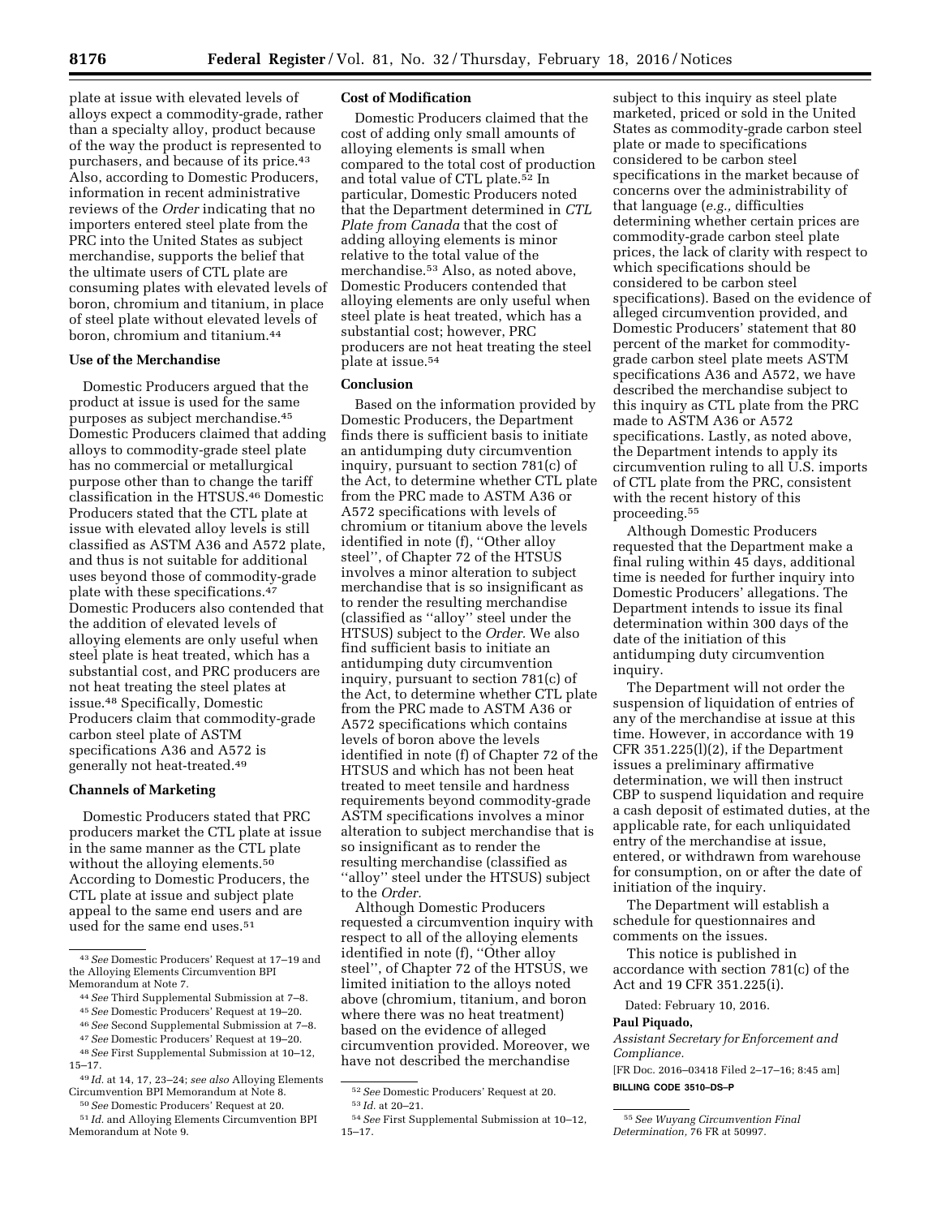plate at issue with elevated levels of alloys expect a commodity-grade, rather than a specialty alloy, product because of the way the product is represented to purchasers, and because of its price.[43] Also, according to Domestic Producers, information in recent administrative reviews of the *Order* indicating that no importers entered steel plate from the PRC into the United States as subject merchandise, supports the belief that the ultimate users of CTL plate are consuming plates with elevated levels of boron, chromium and titanium, in place of steel plate without elevated levels of boron, chromium and titanium.[44]

### Use of the Merchandise

Domestic Producers argued that the product at issue is used for the same purposes as subject merchandise.[45] Domestic Producers claimed that adding alloys to commodity-grade steel plate has no commercial or metallurgical purpose other than to change the tariff classification in the HTSUS.[46] Domestic Producers stated that the CTL plate at issue with elevated alloy levels is still classified as ASTM A36 and A572 plate, and thus is not suitable for additional uses beyond those of commodity-grade plate with these specifications.[47] Domestic Producers also contended that the addition of elevated levels of alloying elements are only useful when steel plate is heat treated, which has a substantial cost, and PRC producers are not heat treating the steel plates at issue.[48] Specifically, Domestic Producers claim that commodity-grade carbon steel plate of ASTM specifications A36 and A572 is generally not heat-treated.[49]

### Channels of Marketing

Domestic Producers stated that PRC producers market the CTL plate at issue in the same manner as the CTL plate without the alloying elements.[50] According to Domestic Producers, the CTL plate at issue and subject plate appeal to the same end users and are used for the same end uses.[51]

### Cost of Modification

Domestic Producers claimed that the cost of adding only small amounts of alloying elements is small when compared to the total cost of production and total value of CTL plate.[52] In particular, Domestic Producers noted that the Department determined in *CTL Plate from Canada* that the cost of adding alloying elements is minor relative to the total value of the merchandise.[53] Also, as noted above, Domestic Producers contended that alloying elements are only useful when steel plate is heat treated, which has a substantial cost; however, PRC producers are not heat treating the steel plate at issue.[54]

### Conclusion

Based on the information provided by Domestic Producers, the Department finds there is sufficient basis to initiate an antidumping duty circumvention inquiry, pursuant to section 781(c) of the Act, to determine whether CTL plate from the PRC made to ASTM A36 or A572 specifications with levels of chromium or titanium above the levels identified in note (f), "Other alloy steel", of Chapter 72 of the HTSUS involves a minor alteration to subject merchandise that is so insignificant as to render the resulting merchandise (classified as "alloy" steel under the HTSUS) subject to the *Order*. We also find sufficient basis to initiate an antidumping duty circumvention inquiry, pursuant to section 781(c) of the Act, to determine whether CTL plate from the PRC made to ASTM A36 or A572 specifications which contains levels of boron above the levels identified in note (f) of Chapter 72 of the HTSUS and which has not been heat treated to meet tensile and hardness requirements beyond commodity-grade ASTM specifications involves a minor alteration to subject merchandise that is so insignificant as to render the resulting merchandise (classified as "alloy" steel under the HTSUS) subject to the *Order*.

Although Domestic Producers requested a circumvention inquiry with respect to all of the alloying elements identified in note (f), "Other alloy steel", of Chapter 72 of the HTSUS, we limited initiation to the alloys noted above (chromium, titanium, and boron where there was no heat treatment) based on the evidence of alleged circumvention provided. Moreover, we have not described the merchandise subject to this inquiry as steel plate marketed, priced or sold in the United States as commodity-grade carbon steel plate or made to specifications considered to be carbon steel specifications in the market because of concerns over the administrability of that language (*e.g.,* difficulties determining whether certain prices are commodity-grade carbon steel plate prices, the lack of clarity with respect to which specifications should be considered to be carbon steel specifications). Based on the evidence of alleged circumvention provided, and Domestic Producers' statement that 80 percent of the market for commodity-grade carbon steel plate meets ASTM specifications A36 and A572, we have described the merchandise subject to this inquiry as CTL plate from the PRC made to ASTM A36 or A572 specifications. Lastly, as noted above, the Department intends to apply its circumvention ruling to all U.S. imports of CTL plate from the PRC, consistent with the recent history of this proceeding.[55]

Although Domestic Producers requested that the Department make a final ruling within 45 days, additional time is needed for further inquiry into Domestic Producers' allegations. The Department intends to issue its final determination within 300 days of the date of the initiation of this antidumping duty circumvention inquiry.

The Department will not order the suspension of liquidation of entries of any of the merchandise at issue at this time. However, in accordance with 19 CFR 351.225(l)(2), if the Department issues a preliminary affirmative determination, we will then instruct CBP to suspend liquidation and require a cash deposit of estimated duties, at the applicable rate, for each unliquidated entry of the merchandise at issue, entered, or withdrawn from warehouse for consumption, on or after the date of initiation of the inquiry.

The Department will establish a schedule for questionnaires and comments on the issues.

This notice is published in accordance with section 781(c) of the Act and 19 CFR 351.225(i).

Dated: February 10, 2016.

**Paul Piquado,**

*Assistant Secretary for Enforcement and Compliance.*

[FR Doc. 2016–03418 Filed 2–17–16; 8:45 am]

**BILLING CODE 3510–DS–P**

---

[43] *See* Domestic Producers' Request at 17–19 and the Alloying Elements Circumvention BPI Memorandum at Note 7.

[44] *See* Third Supplemental Submission at 7–8.

[45] *See* Domestic Producers' Request at 19–20.

[46] *See* Second Supplemental Submission at 7–8.

[47] *See* Domestic Producers' Request at 19–20.

[48] *See* First Supplemental Submission at 10–12, 15–17.

[49] *Id.* at 14, 17, 23–24; *see also* Alloying Elements Circumvention BPI Memorandum at Note 8.

[50] *See* Domestic Producers' Request at 20.

[51] *Id.* and Alloying Elements Circumvention BPI Memorandum at Note 9.

[52] *See* Domestic Producers' Request at 20.

[53] *Id.* at 20–21.

[54] *See* First Supplemental Submission at 10–12, 15–17.

[55] *See Wuyang Circumvention Final Determination,* 76 FR at 50997.